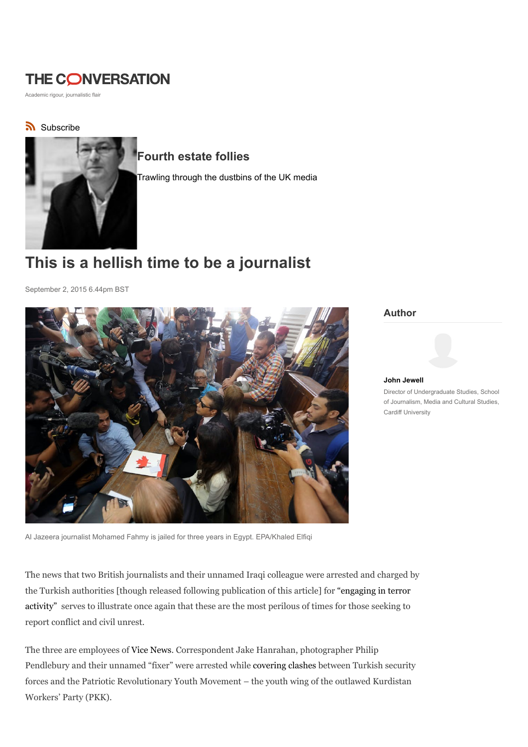# THE CONVERSATION

Academic rigour, journalistic flair

Subscribe

## Fourth estate follies

Trawling through the dustbins of the UK media

# This is a hellish time to be a journalist

September 2, 2015 6.44pm BST

Al Jazeera journalist Mohamed Fahmy is jailed for three years in Egypt. EPA/Khaled Elfiqi

**Author**

**John Jewell**

Director of Undergraduate Studies, School of Journalism, Media and Cultural Studies, Cardiff University

The news that two British journalists and their unnamed Iraqi colleague were arrested and charged by the Turkish authorities [though released following publication of this article] for "engaging in terror activity" serves to illustrate once again that these are the most perilous of times for those seeking to report conflict and civil unrest.

The three are employees of Vice News. Correspondent Jake Hanrahan, photographer Philip Pendlebury and their unnamed "fixer" were arrested while covering clashes between Turkish security forces and the Patriotic Revolutionary Youth Movement – the youth wing of the outlawed Kurdistan Workers' Party (PKK).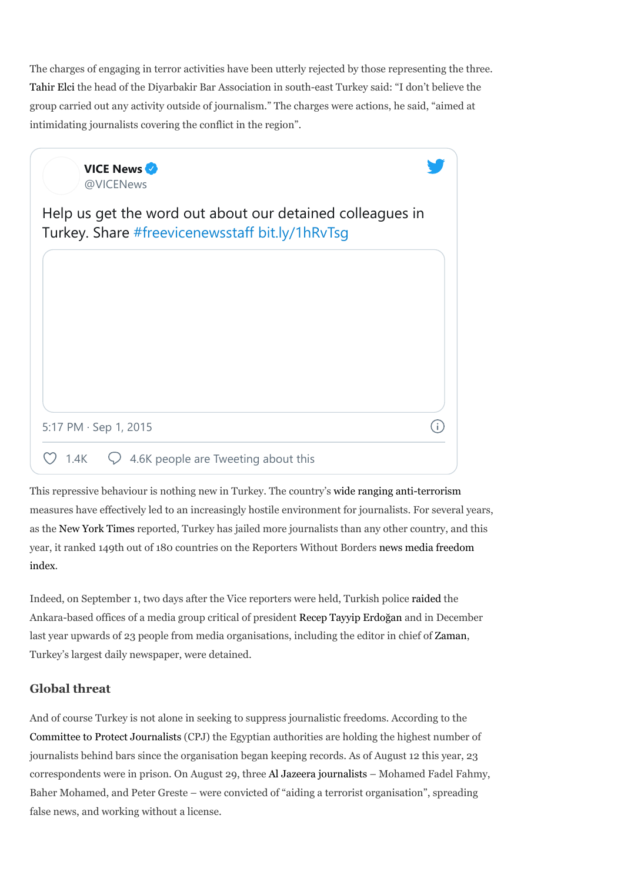The charges of engaging in terror activities have been utterly rejected by those representing the three. Tahir Elci the head of the Diyarbakir Bar Association in south-east Turkey said: "I don't believe the group carried out any activity outside of journalism." The charges were actions, he said, "aimed at intimidating journalists covering the conflict in the region".

> **VICE News** @VICENews
>
> Help us get the word out about our detained colleagues in Turkey. Share #freevicenewsstaff bit.ly/1hRvTsg
>
> 5:17 PM · Sep 1, 2015
>
> 1.4K · 4.6K people are Tweeting about this

This repressive behaviour is nothing new in Turkey. The country's wide ranging anti-terrorism measures have effectively led to an increasingly hostile environment for journalists. For several years, as the New York Times reported, Turkey has jailed more journalists than any other country, and this year, it ranked 149th out of 180 countries on the Reporters Without Borders news media freedom index.

Indeed, on September 1, two days after the Vice reporters were held, Turkish police raided the Ankara-based offices of a media group critical of president Recep Tayyip Erdoğan and in December last year upwards of 23 people from media organisations, including the editor in chief of Zaman, Turkey's largest daily newspaper, were detained.

### Global threat

And of course Turkey is not alone in seeking to suppress journalistic freedoms. According to the Committee to Protect Journalists (CPJ) the Egyptian authorities are holding the highest number of journalists behind bars since the organisation began keeping records. As of August 12 this year, 23 correspondents were in prison. On August 29, three Al Jazeera journalists – Mohamed Fadel Fahmy, Baher Mohamed, and Peter Greste – were convicted of "aiding a terrorist organisation", spreading false news, and working without a license.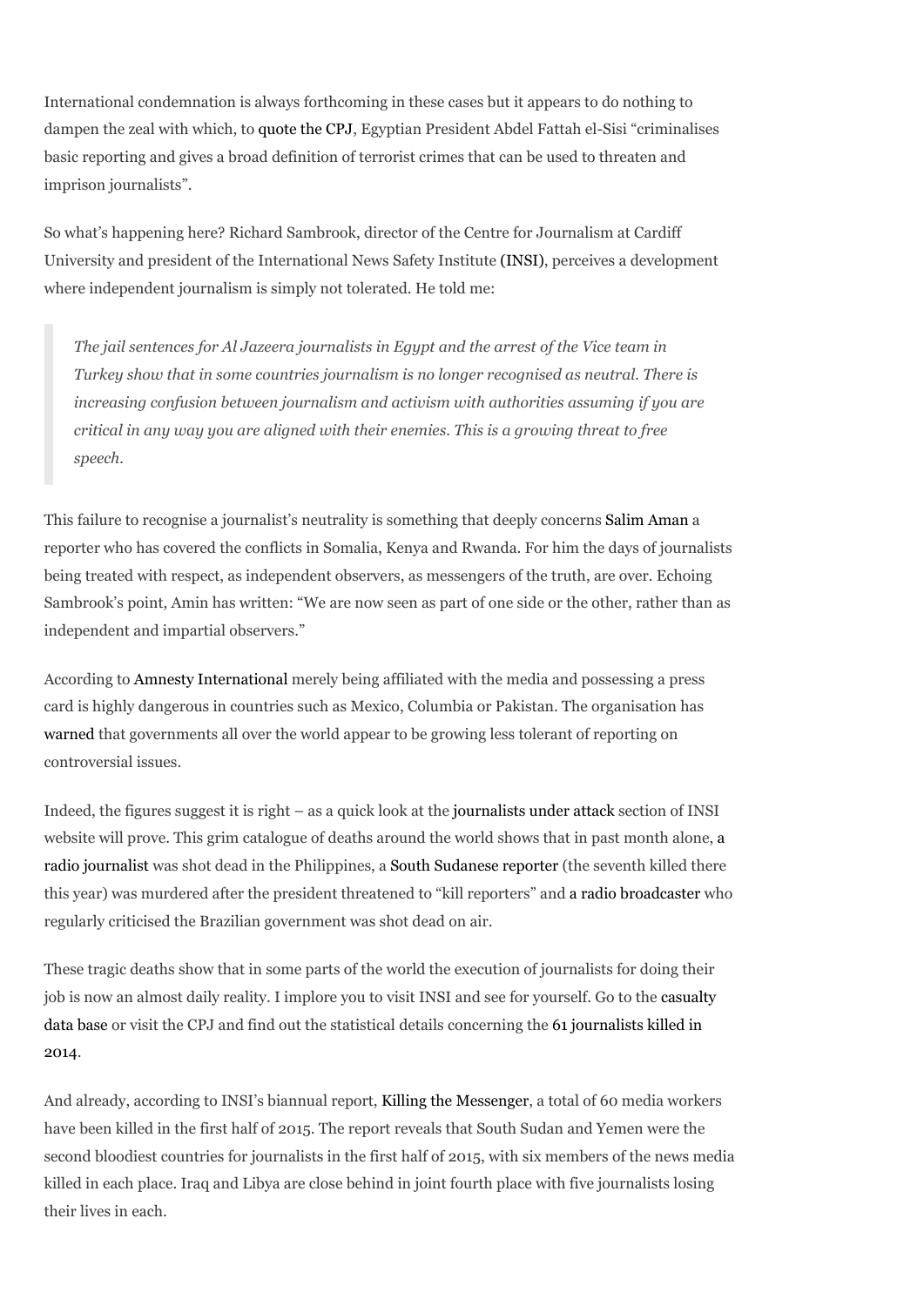International condemnation is always forthcoming in these cases but it appears to do nothing to dampen the zeal with which, to quote the CPJ, Egyptian President Abdel Fattah el-Sisi "criminalises basic reporting and gives a broad definition of terrorist crimes that can be used to threaten and imprison journalists".

So what's happening here? Richard Sambrook, director of the Centre for Journalism at Cardiff University and president of the International News Safety Institute (INSI), perceives a development where independent journalism is simply not tolerated. He told me:

> *The jail sentences for Al Jazeera journalists in Egypt and the arrest of the Vice team in Turkey show that in some countries journalism is no longer recognised as neutral. There is increasing confusion between journalism and activism with authorities assuming if you are critical in any way you are aligned with their enemies. This is a growing threat to free speech.*

This failure to recognise a journalist's neutrality is something that deeply concerns Salim Aman a reporter who has covered the conflicts in Somalia, Kenya and Rwanda. For him the days of journalists being treated with respect, as independent observers, as messengers of the truth, are over. Echoing Sambrook's point, Amin has written: "We are now seen as part of one side or the other, rather than as independent and impartial observers."

According to Amnesty International merely being affiliated with the media and possessing a press card is highly dangerous in countries such as Mexico, Columbia or Pakistan. The organisation has warned that governments all over the world appear to be growing less tolerant of reporting on controversial issues.

Indeed, the figures suggest it is right – as a quick look at the journalists under attack section of INSI website will prove. This grim catalogue of deaths around the world shows that in past month alone, a radio journalist was shot dead in the Philippines, a South Sudanese reporter (the seventh killed there this year) was murdered after the president threatened to "kill reporters" and a radio broadcaster who regularly criticised the Brazilian government was shot dead on air.

These tragic deaths show that in some parts of the world the execution of journalists for doing their job is now an almost daily reality. I implore you to visit INSI and see for yourself. Go to the casualty data base or visit the CPJ and find out the statistical details concerning the 61 journalists killed in 2014.

And already, according to INSI's biannual report, Killing the Messenger, a total of 60 media workers have been killed in the first half of 2015. The report reveals that South Sudan and Yemen were the second bloodiest countries for journalists in the first half of 2015, with six members of the news media killed in each place. Iraq and Libya are close behind in joint fourth place with five journalists losing their lives in each.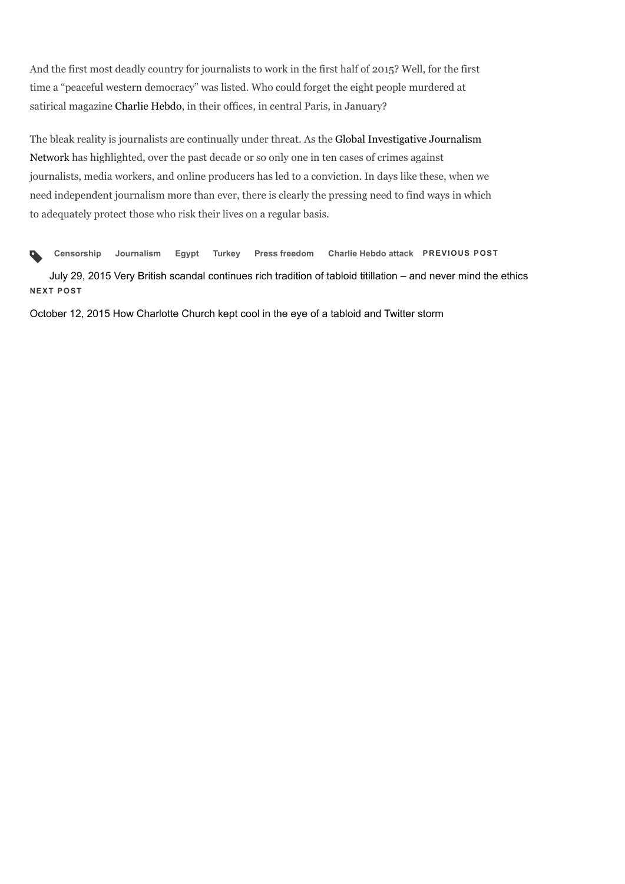And the first most deadly country for journalists to work in the first half of 2015? Well, for the first time a “peaceful western democracy” was listed. Who could forget the eight people murdered at satirical magazine Charlie Hebdo, in their offices, in central Paris, in January?

The bleak reality is journalists are continually under threat. As the Global Investigative Journalism Network has highlighted, over the past decade or so only one in ten cases of crimes against journalists, media workers, and online producers has led to a conviction. In days like these, when we need independent journalism more than ever, there is clearly the pressing need to find ways in which to adequately protect those who risk their lives on a regular basis.

Censorship Journalism Egypt Turkey Press freedom Charlie Hebdo attack

**PREVIOUS POST**

July 29, 2015 Very British scandal continues rich tradition of tabloid titillation – and never mind the ethics

**NEXT POST**

October 12, 2015 How Charlotte Church kept cool in the eye of a tabloid and Twitter storm